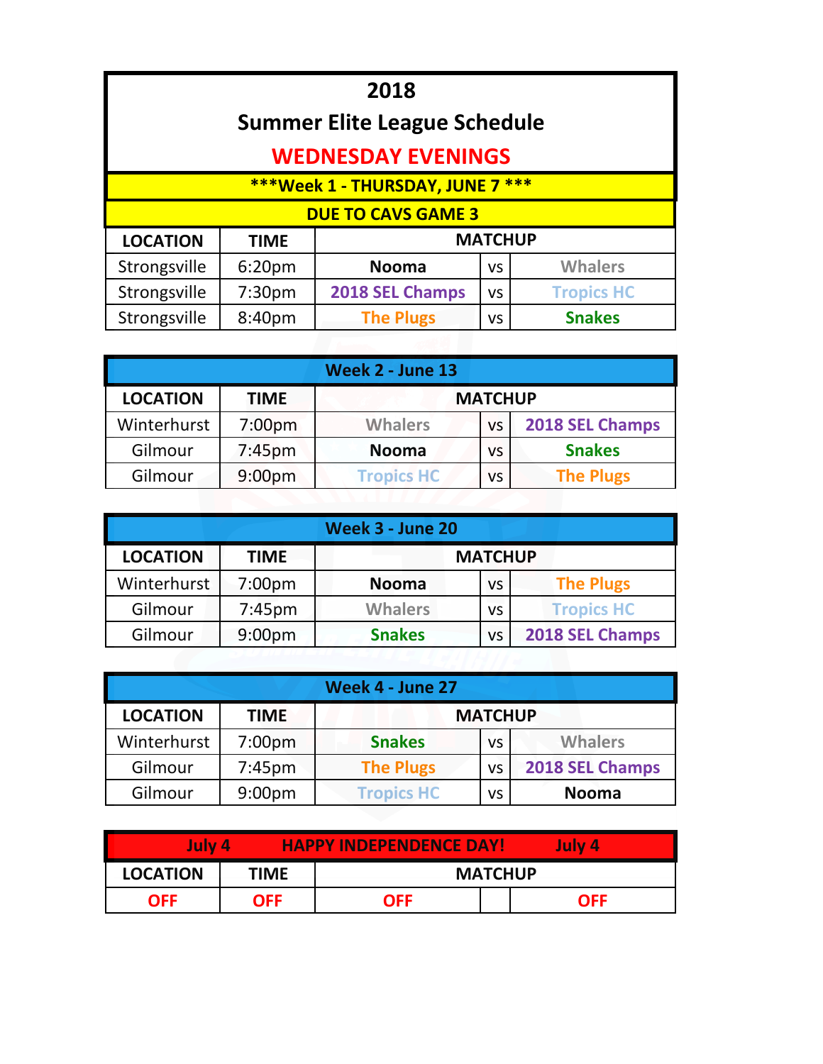# 2018

## Summer Elite League Schedule

## WEDNESDAY EVENINGS

**\*\*\*Week 1 - THURSDAY, JUNE 7 \*\*\***

**DUE TO CAVS GAME 3**

| LOCATION | TIME | MATCHUP | | |
|---|---|---|---|---|
| Strongsville | 6:20pm | Nooma | vs | Whalers |
| Strongsville | 7:30pm | 2018 SEL Champs | vs | Tropics HC |
| Strongsville | 8:40pm | The Plugs | vs | Snakes |

**Week 2 - June 13**

| LOCATION | TIME | MATCHUP | | |
|---|---|---|---|---|
| Winterhurst | 7:00pm | Whalers | vs | 2018 SEL Champs |
| Gilmour | 7:45pm | Nooma | vs | Snakes |
| Gilmour | 9:00pm | Tropics HC | vs | The Plugs |

**Week 3 - June 20**

| LOCATION | TIME | MATCHUP | | |
|---|---|---|---|---|
| Winterhurst | 7:00pm | Nooma | vs | The Plugs |
| Gilmour | 7:45pm | Whalers | vs | Tropics HC |
| Gilmour | 9:00pm | Snakes | vs | 2018 SEL Champs |

**Week 4 - June 27**

| LOCATION | TIME | MATCHUP | | |
|---|---|---|---|---|
| Winterhurst | 7:00pm | Snakes | vs | Whalers |
| Gilmour | 7:45pm | The Plugs | vs | 2018 SEL Champs |
| Gilmour | 9:00pm | Tropics HC | vs | Nooma |

**July 4 HAPPY INDEPENDENCE DAY! July 4**

| LOCATION | TIME | MATCHUP | | |
|---|---|---|---|---|
| OFF | OFF | OFF | | OFF |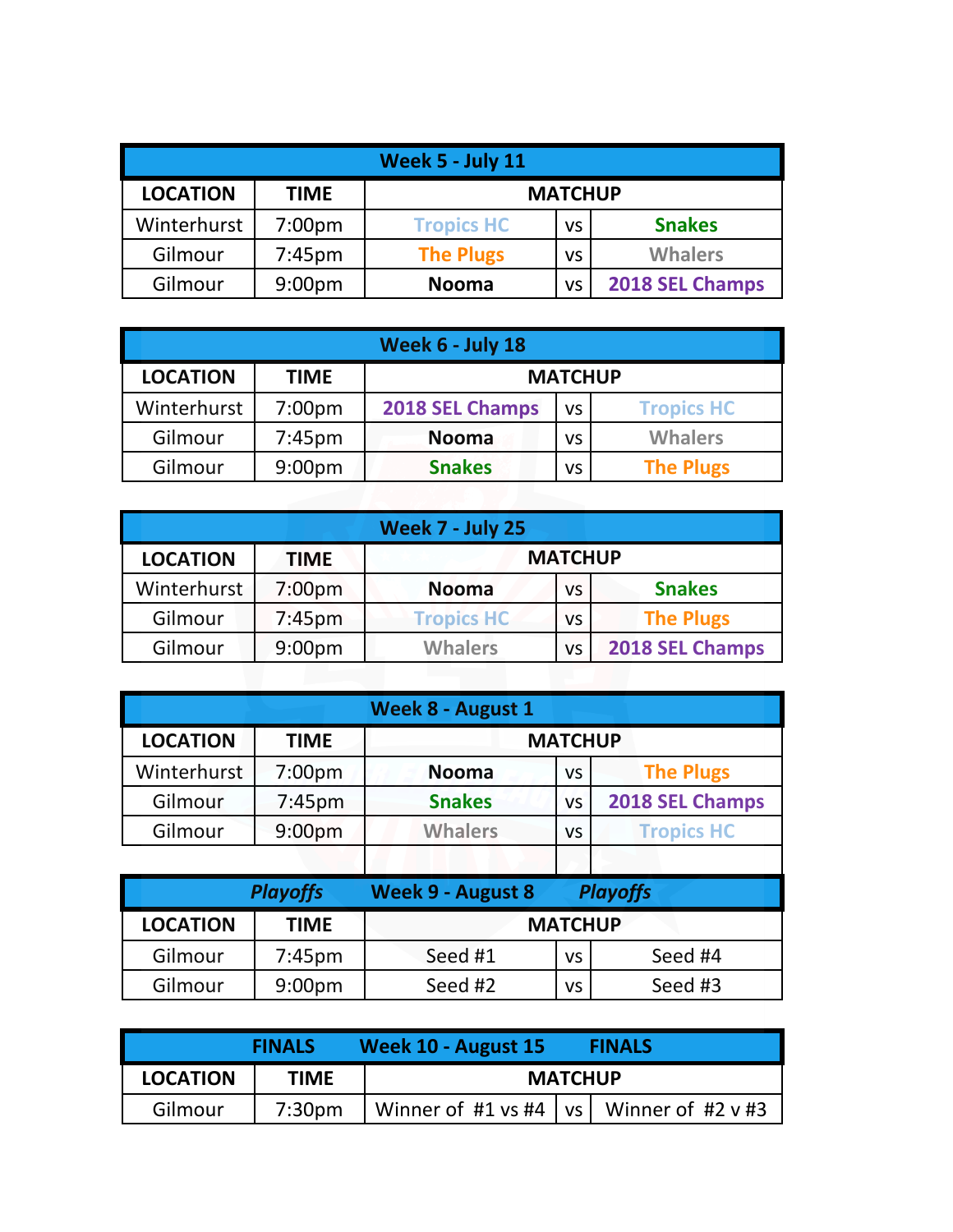| Week 5 - July 11 | | | | |
|---|---|---|---|---|
| **LOCATION** | **TIME** | **MATCHUP** | | |
| Winterhurst | 7:00pm | **Tropics HC** | vs | **Snakes** |
| Gilmour | 7:45pm | **The Plugs** | vs | **Whalers** |
| Gilmour | 9:00pm | **Nooma** | vs | **2018 SEL Champs** |

| Week 6 - July 18 | | | | |
|---|---|---|---|---|
| **LOCATION** | **TIME** | **MATCHUP** | | |
| Winterhurst | 7:00pm | **2018 SEL Champs** | vs | **Tropics HC** |
| Gilmour | 7:45pm | **Nooma** | vs | **Whalers** |
| Gilmour | 9:00pm | **Snakes** | vs | **The Plugs** |

| Week 7 - July 25 | | | | |
|---|---|---|---|---|
| **LOCATION** | **TIME** | **MATCHUP** | | |
| Winterhurst | 7:00pm | **Nooma** | vs | **Snakes** |
| Gilmour | 7:45pm | **Tropics HC** | vs | **The Plugs** |
| Gilmour | 9:00pm | **Whalers** | vs | **2018 SEL Champs** |

| Week 8 - August 1 | | | | |
|---|---|---|---|---|
| **LOCATION** | **TIME** | **MATCHUP** | | |
| Winterhurst | 7:00pm | **Nooma** | vs | **The Plugs** |
| Gilmour | 7:45pm | **Snakes** | vs | **2018 SEL Champs** |
| Gilmour | 9:00pm | **Whalers** | vs | **Tropics HC** |

| ***Playoffs*** **Week 9 - August 8** ***Playoffs*** | | | | |
|---|---|---|---|---|
| **LOCATION** | **TIME** | **MATCHUP** | | |
| Gilmour | 7:45pm | Seed #1 | vs | Seed #4 |
| Gilmour | 9:00pm | Seed #2 | vs | Seed #3 |

| **FINALS** **Week 10 - August 15** **FINALS** | | | | |
|---|---|---|---|---|
| **LOCATION** | **TIME** | **MATCHUP** | | |
| Gilmour | 7:30pm | Winner of #1 vs #4 | vs | Winner of #2 v #3 |